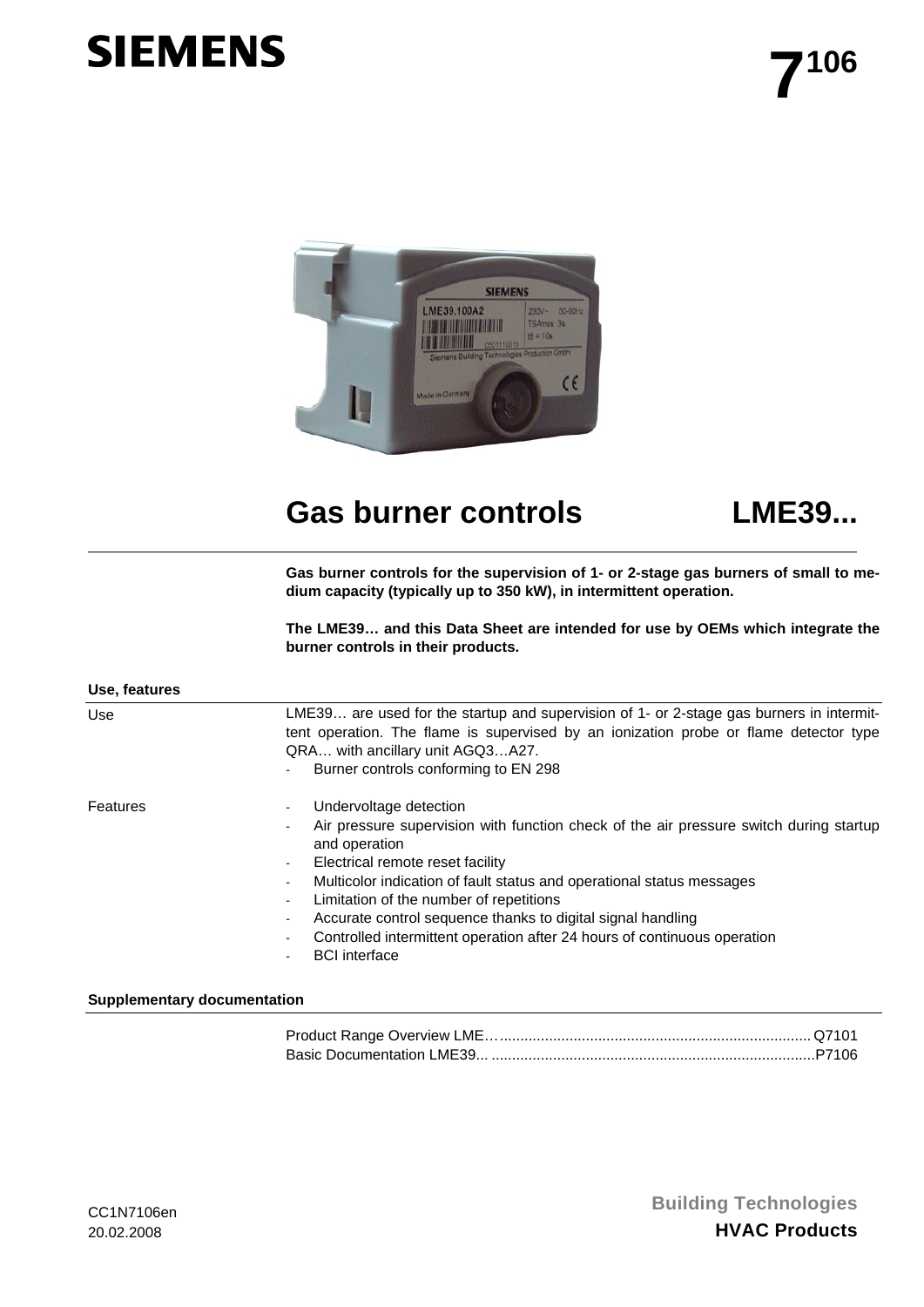**SIEMENS**

# 7106

# Gas burner controls LME39...

**Gas burner controls for the supervision of 1- or 2-stage gas burners of small to medium capacity (typically up to 350 kW), in intermittent operation.**

**The LME39… and this Data Sheet are intended for use by OEMs which integrate the burner controls in their products.**

## Use, features

### Use

LME39… are used for the startup and supervision of 1- or 2-stage gas burners in intermittent operation. The flame is supervised by an ionization probe or flame detector type QRA… with ancillary unit AGQ3…A27.

- Burner controls conforming to EN 298

### Features

- Undervoltage detection
- Air pressure supervision with function check of the air pressure switch during startup and operation
- Electrical remote reset facility
- Multicolor indication of fault status and operational status messages
- Limitation of the number of repetitions
- Accurate control sequence thanks to digital signal handling
- Controlled intermittent operation after 24 hours of continuous operation
- BCI interface

## Supplementary documentation

Product Range Overview LME… ........................................................................... Q7101
Basic Documentation LME39... ..............................................................................P7106

CC1N7106en
20.02.2008

Building Technologies
**HVAC Products**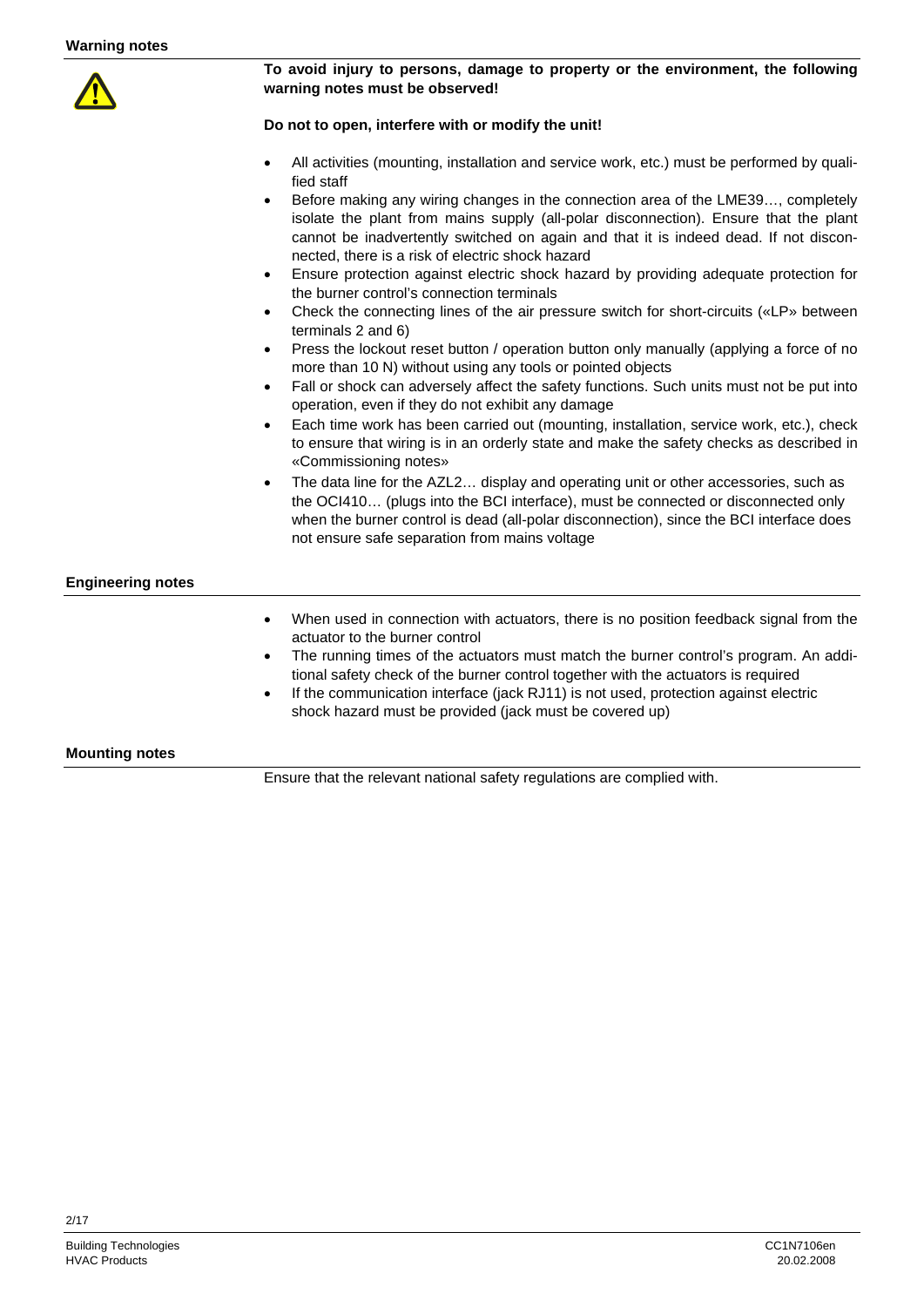## Warning notes

**To avoid injury to persons, damage to property or the environment, the following warning notes must be observed!**

**Do not to open, interfere with or modify the unit!**

- All activities (mounting, installation and service work, etc.) must be performed by qualified staff
- Before making any wiring changes in the connection area of the LME39…, completely isolate the plant from mains supply (all-polar disconnection). Ensure that the plant cannot be inadvertently switched on again and that it is indeed dead. If not disconnected, there is a risk of electric shock hazard
- Ensure protection against electric shock hazard by providing adequate protection for the burner control's connection terminals
- Check the connecting lines of the air pressure switch for short-circuits («LP» between terminals 2 and 6)
- Press the lockout reset button / operation button only manually (applying a force of no more than 10 N) without using any tools or pointed objects
- Fall or shock can adversely affect the safety functions. Such units must not be put into operation, even if they do not exhibit any damage
- Each time work has been carried out (mounting, installation, service work, etc.), check to ensure that wiring is in an orderly state and make the safety checks as described in «Commissioning notes»
- The data line for the AZL2… display and operating unit or other accessories, such as the OCI410… (plugs into the BCI interface), must be connected or disconnected only when the burner control is dead (all-polar disconnection), since the BCI interface does not ensure safe separation from mains voltage

## Engineering notes

- When used in connection with actuators, there is no position feedback signal from the actuator to the burner control
- The running times of the actuators must match the burner control's program. An additional safety check of the burner control together with the actuators is required
- If the communication interface (jack RJ11) is not used, protection against electric shock hazard must be provided (jack must be covered up)

## Mounting notes

Ensure that the relevant national safety regulations are complied with.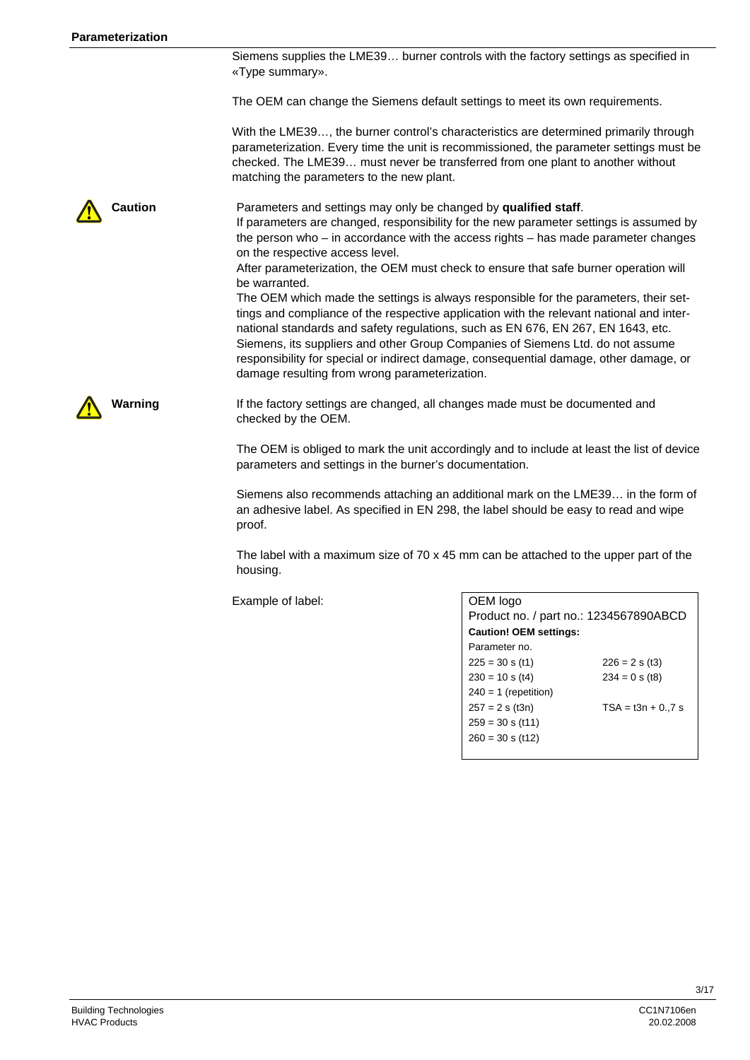## Parameterization

Siemens supplies the LME39… burner controls with the factory settings as specified in «Type summary».

The OEM can change the Siemens default settings to meet its own requirements.

With the LME39…, the burner control's characteristics are determined primarily through parameterization. Every time the unit is recommissioned, the parameter settings must be checked. The LME39… must never be transferred from one plant to another without matching the parameters to the new plant.

**Caution**

Parameters and settings may only be changed by **qualified staff**.
If parameters are changed, responsibility for the new parameter settings is assumed by the person who – in accordance with the access rights – has made parameter changes on the respective access level.
After parameterization, the OEM must check to ensure that safe burner operation will be warranted.
The OEM which made the settings is always responsible for the parameters, their settings and compliance of the respective application with the relevant national and international standards and safety regulations, such as EN 676, EN 267, EN 1643, etc.
Siemens, its suppliers and other Group Companies of Siemens Ltd. do not assume responsibility for special or indirect damage, consequential damage, other damage, or damage resulting from wrong parameterization.

**Warning**

If the factory settings are changed, all changes made must be documented and checked by the OEM.

The OEM is obliged to mark the unit accordingly and to include at least the list of device parameters and settings in the burner's documentation.

Siemens also recommends attaching an additional mark on the LME39… in the form of an adhesive label. As specified in EN 298, the label should be easy to read and wipe proof.

The label with a maximum size of 70 x 45 mm can be attached to the upper part of the housing.

Example of label:

| OEM logo | |
|---|---|
| Product no. / part no.: 1234567890ABCD | |
| **Caution! OEM settings:** | |
| Parameter no. | |
| 225 = 30 s (t1) | 226 = 2 s (t3) |
| 230 = 10 s (t4) | 234 = 0 s (t8) |
| 240 = 1 (repetition) | |
| 257 = 2 s (t3n) | TSA = t3n + 0.,7 s |
| 259 = 30 s (t11) | |
| 260 = 30 s (t12) | |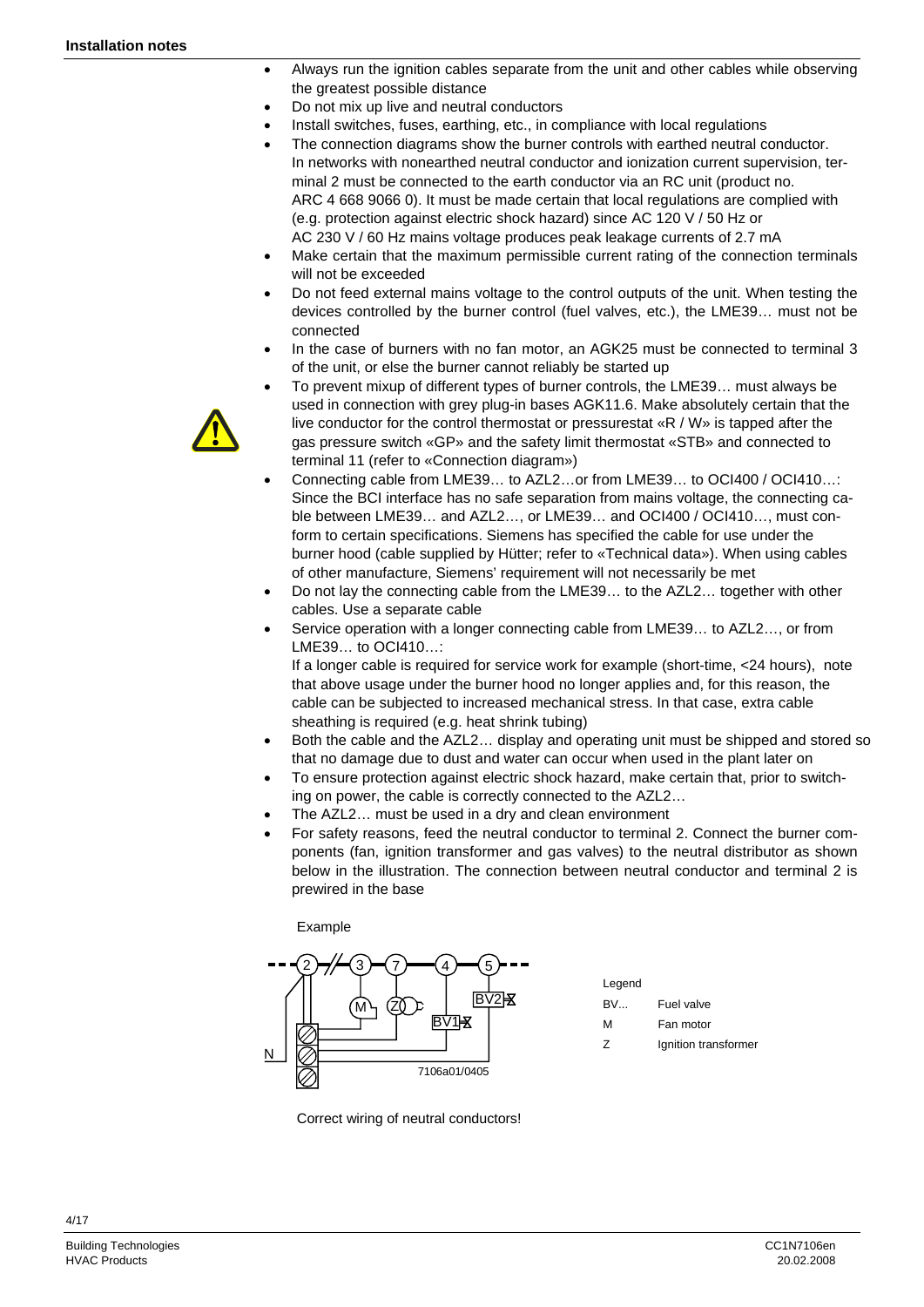**Installation notes**

- Always run the ignition cables separate from the unit and other cables while observing the greatest possible distance
- Do not mix up live and neutral conductors
- Install switches, fuses, earthing, etc., in compliance with local regulations
- The connection diagrams show the burner controls with earthed neutral conductor. In networks with nonearthed neutral conductor and ionization current supervision, terminal 2 must be connected to the earth conductor via an RC unit (product no. ARC 4 668 9066 0). It must be made certain that local regulations are complied with (e.g. protection against electric shock hazard) since AC 120 V / 50 Hz or AC 230 V / 60 Hz mains voltage produces peak leakage currents of 2.7 mA
- Make certain that the maximum permissible current rating of the connection terminals will not be exceeded
- Do not feed external mains voltage to the control outputs of the unit. When testing the devices controlled by the burner control (fuel valves, etc.), the LME39… must not be connected
- In the case of burners with no fan motor, an AGK25 must be connected to terminal 3 of the unit, or else the burner cannot reliably be started up
- To prevent mixup of different types of burner controls, the LME39… must always be used in connection with grey plug-in bases AGK11.6. Make absolutely certain that the live conductor for the control thermostat or pressurestat «R / W» is tapped after the gas pressure switch «GP» and the safety limit thermostat «STB» and connected to terminal 11 (refer to «Connection diagram»)
- Connecting cable from LME39… to AZL2…or from LME39… to OCI400 / OCI410…: Since the BCI interface has no safe separation from mains voltage, the connecting cable between LME39… and AZL2…, or LME39… and OCI400 / OCI410…, must conform to certain specifications. Siemens has specified the cable for use under the burner hood (cable supplied by Hütter; refer to «Technical data»). When using cables of other manufacture, Siemens' requirement will not necessarily be met
- Do not lay the connecting cable from the LME39… to the AZL2… together with other cables. Use a separate cable
- Service operation with a longer connecting cable from LME39… to AZL2…, or from LME39… to OCI410…:
  If a longer cable is required for service work for example (short-time, <24 hours), note that above usage under the burner hood no longer applies and, for this reason, the cable can be subjected to increased mechanical stress. In that case, extra cable sheathing is required (e.g. heat shrink tubing)
- Both the cable and the AZL2… display and operating unit must be shipped and stored so that no damage due to dust and water can occur when used in the plant later on
- To ensure protection against electric shock hazard, make certain that, prior to switching on power, the cable is correctly connected to the AZL2…
- The AZL2… must be used in a dry and clean environment
- For safety reasons, feed the neutral conductor to terminal 2. Connect the burner components (fan, ignition transformer and gas valves) to the neutral distributor as shown below in the illustration. The connection between neutral conductor and terminal 2 is prewired in the base

Example

Legend

| | |
|---|---|
| BV... | Fuel valve |
| M | Fan motor |
| Z | Ignition transformer |

7106a01/0405

Correct wiring of neutral conductors!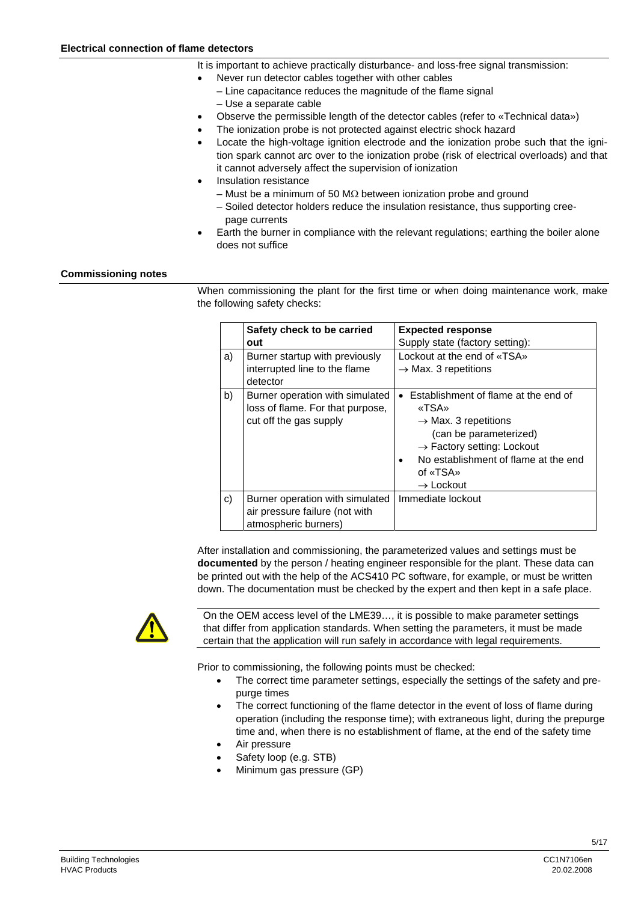## Electrical connection of flame detectors

It is important to achieve practically disturbance- and loss-free signal transmission:

- Never run detector cables together with other cables
  - – Line capacitance reduces the magnitude of the flame signal
  - – Use a separate cable
- Observe the permissible length of the detector cables (refer to «Technical data»)
- The ionization probe is not protected against electric shock hazard
- Locate the high-voltage ignition electrode and the ionization probe such that the ignition spark cannot arc over to the ionization probe (risk of electrical overloads) and that it cannot adversely affect the supervision of ionization
- Insulation resistance
  - – Must be a minimum of 50 MΩ between ionization probe and ground
  - – Soiled detector holders reduce the insulation resistance, thus supporting creepage currents
- Earth the burner in compliance with the relevant regulations; earthing the boiler alone does not suffice

## Commissioning notes

When commissioning the plant for the first time or when doing maintenance work, make the following safety checks:

| | **Safety check to be carried out** | **Expected response**<br>Supply state (factory setting): |
|---|---|---|
| a) | Burner startup with previously interrupted line to the flame detector | Lockout at the end of «TSA»<br>→ Max. 3 repetitions |
| b) | Burner operation with simulated loss of flame. For that purpose, cut off the gas supply | • Establishment of flame at the end of «TSA»<br>→ Max. 3 repetitions (can be parameterized)<br>→ Factory setting: Lockout<br>• No establishment of flame at the end of «TSA»<br>→ Lockout |
| c) | Burner operation with simulated air pressure failure (not with atmospheric burners) | Immediate lockout |

After installation and commissioning, the parameterized values and settings must be **documented** by the person / heating engineer responsible for the plant. These data can be printed out with the help of the ACS410 PC software, for example, or must be written down. The documentation must be checked by the expert and then kept in a safe place.

On the OEM access level of the LME39…, it is possible to make parameter settings that differ from application standards. When setting the parameters, it must be made certain that the application will run safely in accordance with legal requirements.

Prior to commissioning, the following points must be checked:

- The correct time parameter settings, especially the settings of the safety and prepurge times
- The correct functioning of the flame detector in the event of loss of flame during operation (including the response time); with extraneous light, during the prepurge time and, when there is no establishment of flame, at the end of the safety time
- Air pressure
- Safety loop (e.g. STB)
- Minimum gas pressure (GP)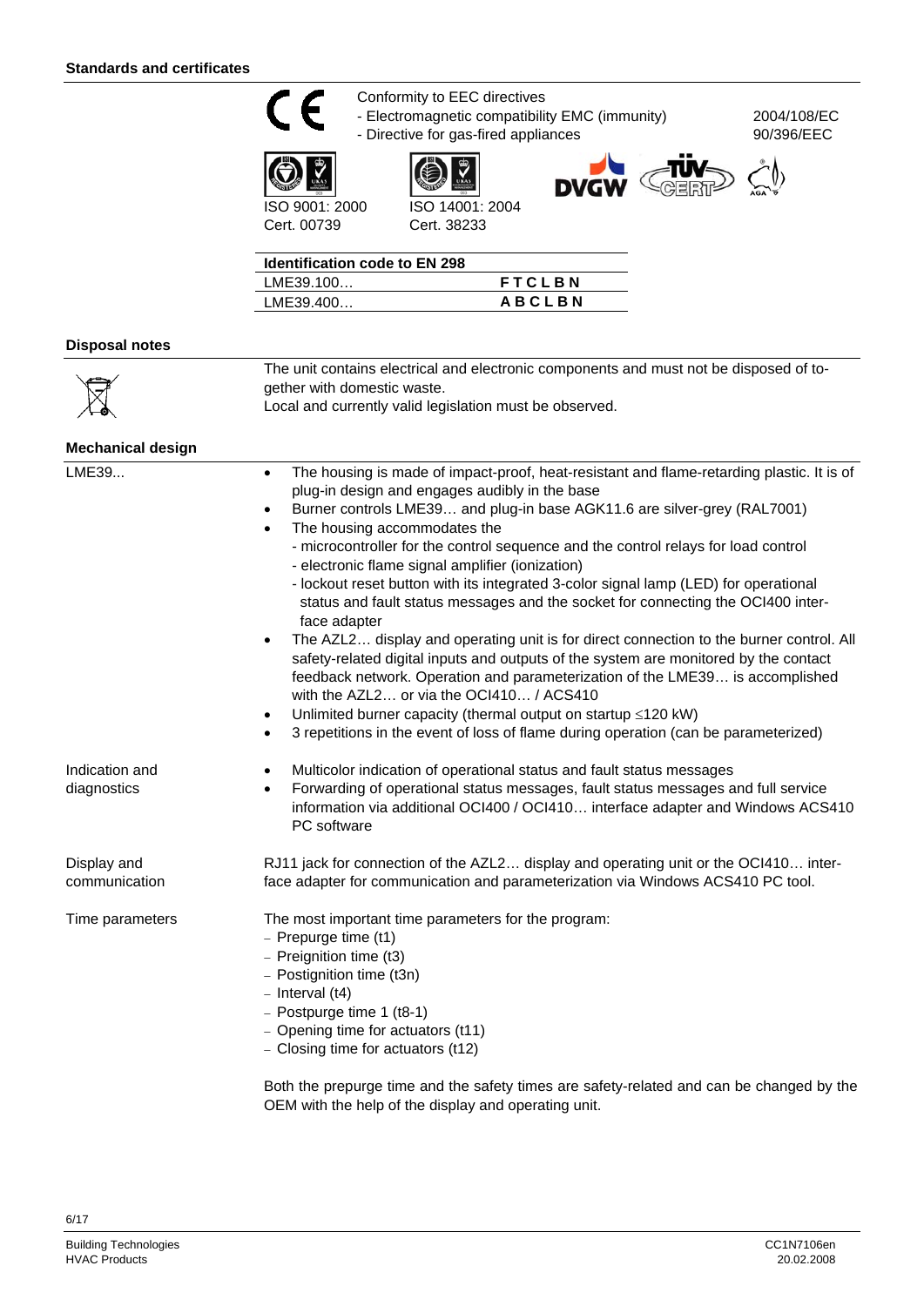## Standards and certificates

Conformity to EEC directives
- Electromagnetic compatibility EMC (immunity) 2004/108/EC
- Directive for gas-fired appliances 90/396/EEC

ISO 9001: 2000
Cert. 00739

ISO 14001: 2004
Cert. 38233

| Identification code to EN 298 | |
|---|---|
| LME39.100… | **F T C L B N** |
| LME39.400… | **A B C L B N** |

## Disposal notes

The unit contains electrical and electronic components and must not be disposed of together with domestic waste.
Local and currently valid legislation must be observed.

## Mechanical design

**LME39...**

- The housing is made of impact-proof, heat-resistant and flame-retarding plastic. It is of plug-in design and engages audibly in the base
- Burner controls LME39… and plug-in base AGK11.6 are silver-grey (RAL7001)
- The housing accommodates the
  - microcontroller for the control sequence and the control relays for load control
  - electronic flame signal amplifier (ionization)
  - lockout reset button with its integrated 3-color signal lamp (LED) for operational status and fault status messages and the socket for connecting the OCI400 interface adapter
- The AZL2… display and operating unit is for direct connection to the burner control. All safety-related digital inputs and outputs of the system are monitored by the contact feedback network. Operation and parameterization of the LME39… is accomplished with the AZL2… or via the OCI410… / ACS410
- Unlimited burner capacity (thermal output on startup ≤120 kW)
- 3 repetitions in the event of loss of flame during operation (can be parameterized)

**Indication and diagnostics**

- Multicolor indication of operational status and fault status messages
- Forwarding of operational status messages, fault status messages and full service information via additional OCI400 / OCI410… interface adapter and Windows ACS410 PC software

**Display and communication**

RJ11 jack for connection of the AZL2… display and operating unit or the OCI410… interface adapter for communication and parameterization via Windows ACS410 PC tool.

**Time parameters**

The most important time parameters for the program:
- Prepurge time (t1)
- Preignition time (t3)
- Postignition time (t3n)
- Interval (t4)
- Postpurge time 1 (t8-1)
- Opening time for actuators (t11)
- Closing time for actuators (t12)

Both the prepurge time and the safety times are safety-related and can be changed by the OEM with the help of the display and operating unit.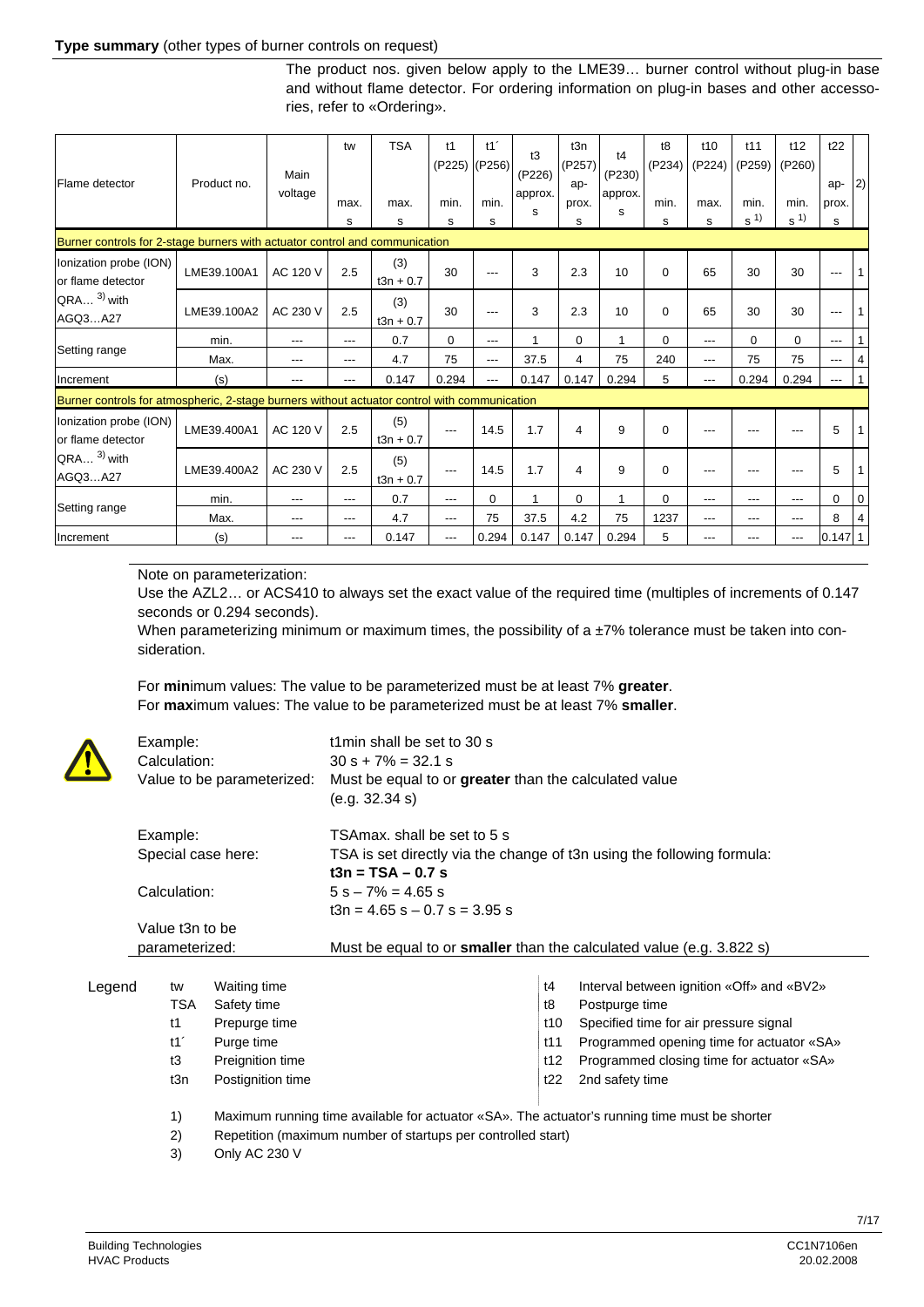**Type summary** (other types of burner controls on request)

The product nos. given below apply to the LME39… burner control without plug-in base and without flame detector. For ordering information on plug-in bases and other accessories, refer to «Ordering».

| Flame detector | Product no. | Main voltage | tw max. s | TSA max. s | t1 (P225) min. s | t1´ (P256) min. s | t3 (P226) approx. s | t3n (P257) approx. s | t4 (P230) approx. s | t8 (P234) min. s | t10 (P224) max. s | t11 (P259) min. s 1) | t12 (P260) min. s 1) | t22 approx. s | 2) |
|---|---|---|---|---|---|---|---|---|---|---|---|---|---|---|---|
| **Burner controls for 2-stage burners with actuator control and communication** | | | | | | | | | | | | | | | |
| Ionization probe (ION) or flame detector QRA… 3) with AGQ3…A27 | LME39.100A1 | AC 120 V | 2.5 | (3) t3n + 0.7 | 30 | --- | 3 | 2.3 | 10 | 0 | 65 | 30 | 30 | --- | 1 |
| | LME39.100A2 | AC 230 V | 2.5 | (3) t3n + 0.7 | 30 | --- | 3 | 2.3 | 10 | 0 | 65 | 30 | 30 | --- | 1 |
| Setting range | min. | --- | --- | 0.7 | 0 | --- | 1 | 0 | 1 | 0 | --- | 0 | 0 | --- | 1 |
| | Max. | --- | --- | 4.7 | 75 | --- | 37.5 | 4 | 75 | 240 | --- | 75 | 75 | --- | 4 |
| Increment | (s) | --- | --- | 0.147 | 0.294 | --- | 0.147 | 0.147 | 0.294 | 5 | --- | 0.294 | 0.294 | --- | 1 |
| **Burner controls for atmospheric, 2-stage burners without actuator control with communication** | | | | | | | | | | | | | | | |
| Ionization probe (ION) or flame detector QRA… 3) with AGQ3…A27 | LME39.400A1 | AC 120 V | 2.5 | (5) t3n + 0.7 | --- | 14.5 | 1.7 | 4 | 9 | 0 | --- | --- | --- | 5 | 1 |
| | LME39.400A2 | AC 230 V | 2.5 | (5) t3n + 0.7 | --- | 14.5 | 1.7 | 4 | 9 | 0 | --- | --- | --- | 5 | 1 |
| Setting range | min. | --- | --- | 0.7 | --- | 0 | 1 | 0 | 1 | 0 | --- | --- | --- | 0 | 0 |
| | Max. | --- | --- | 4.7 | --- | 75 | 37.5 | 4.2 | 75 | 1237 | --- | --- | --- | 8 | 4 |
| Increment | (s) | --- | --- | 0.147 | --- | 0.294 | 0.147 | 0.147 | 0.294 | 5 | --- | --- | --- | 0.147 | 1 |

Note on parameterization:

Use the AZL2… or ACS410 to always set the exact value of the required time (multiples of increments of 0.147 seconds or 0.294 seconds).

When parameterizing minimum or maximum times, the possibility of a ±7% tolerance must be taken into consideration.

For **min**imum values: The value to be parameterized must be at least 7% **greater**.
For **max**imum values: The value to be parameterized must be at least 7% **smaller**.

| | |
|---|---|
| Example: | t1min shall be set to 30 s |
| Calculation: | 30 s + 7% = 32.1 s |
| Value to be parameterized: | Must be equal to or **greater** than the calculated value (e.g. 32.34 s) |
| Example: | TSAmax. shall be set to 5 s |
| Special case here: | TSA is set directly via the change of t3n using the following formula: **t3n = TSA – 0.7 s** |
| Calculation: | 5 s – 7% = 4.65 s<br>t3n = 4.65 s – 0.7 s = 3.95 s |
| Value t3n to be parameterized: | Must be equal to or **smaller** than the calculated value (e.g. 3.822 s) |

**Legend**

| | | | |
|---|---|---|---|
| tw | Waiting time | t4 | Interval between ignition «Off» and «BV2» |
| TSA | Safety time | t8 | Postpurge time |
| t1 | Prepurge time | t10 | Specified time for air pressure signal |
| t1´ | Purge time | t11 | Programmed opening time for actuator «SA» |
| t3 | Preignition time | t12 | Programmed closing time for actuator «SA» |
| t3n | Postignition time | t22 | 2nd safety time |

1) Maximum running time available for actuator «SA». The actuator's running time must be shorter
2) Repetition (maximum number of startups per controlled start)
3) Only AC 230 V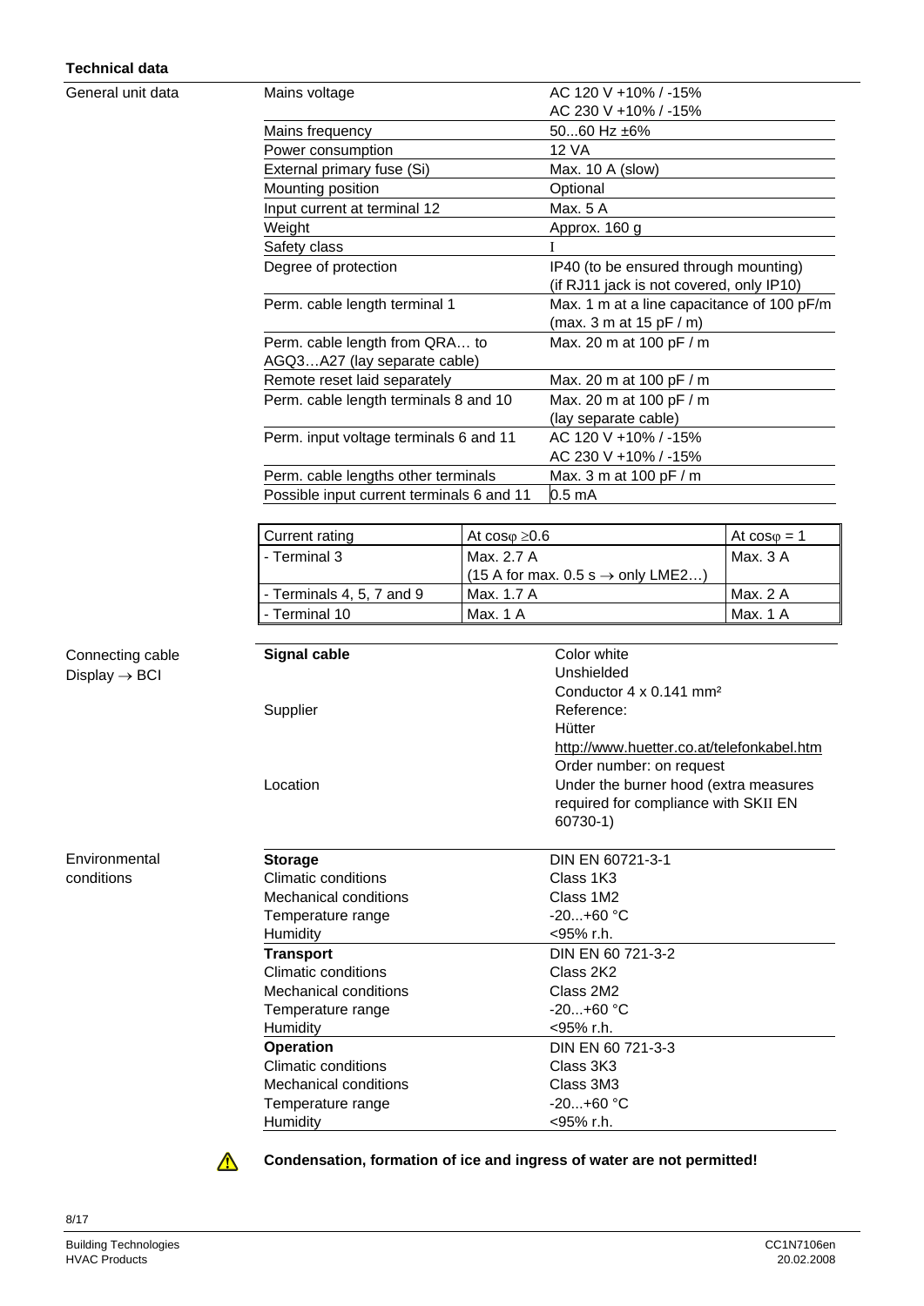## Technical data

**General unit data**

| | |
|---|---|
| Mains voltage | AC 120 V +10% / -15%<br>AC 230 V +10% / -15% |
| Mains frequency | 50...60 Hz ±6% |
| Power consumption | 12 VA |
| External primary fuse (Si) | Max. 10 A (slow) |
| Mounting position | Optional |
| Input current at terminal 12 | Max. 5 A |
| Weight | Approx. 160 g |
| Safety class | I |
| Degree of protection | IP40 (to be ensured through mounting)<br>(if RJ11 jack is not covered, only IP10) |
| Perm. cable length terminal 1 | Max. 1 m at a line capacitance of 100 pF/m<br>(max. 3 m at 15 pF / m) |
| Perm. cable length from QRA… to AGQ3…A27 (lay separate cable) | Max. 20 m at 100 pF / m |
| Remote reset laid separately | Max. 20 m at 100 pF / m |
| Perm. cable length terminals 8 and 10 | Max. 20 m at 100 pF / m<br>(lay separate cable) |
| Perm. input voltage terminals 6 and 11 | AC 120 V +10% / -15%<br>AC 230 V +10% / -15% |
| Perm. cable lengths other terminals | Max. 3 m at 100 pF / m |
| Possible input current terminals 6 and 11 | 0.5 mA |

| Current rating | At cosφ ≥0.6 | At cosφ = 1 |
|---|---|---|
| - Terminal 3 | Max. 2.7 A<br>(15 A for max. 0.5 s → only LME2…) | Max. 3 A |
| - Terminals 4, 5, 7 and 9 | Max. 1.7 A | Max. 2 A |
| - Terminal 10 | Max. 1 A | Max. 1 A |

**Connecting cable Display → BCI**

| | |
|---|---|
| **Signal cable** | Color white<br>Unshielded<br>Conductor 4 x 0.141 mm² |
| Supplier | Reference:<br>Hütter<br>http://www.huetter.co.at/telefonkabel.htm<br>Order number: on request |
| Location | Under the burner hood (extra measures required for compliance with SKII EN 60730-1) |

**Environmental conditions**

| | |
|---|---|
| **Storage** | DIN EN 60721-3-1 |
| Climatic conditions | Class 1K3 |
| Mechanical conditions | Class 1M2 |
| Temperature range | -20...+60 °C |
| Humidity | <95% r.h. |
| **Transport** | DIN EN 60 721-3-2 |
| Climatic conditions | Class 2K2 |
| Mechanical conditions | Class 2M2 |
| Temperature range | -20...+60 °C |
| Humidity | <95% r.h. |
| **Operation** | DIN EN 60 721-3-3 |
| Climatic conditions | Class 3K3 |
| Mechanical conditions | Class 3M3 |
| Temperature range | -20...+60 °C |
| Humidity | <95% r.h. |

⚠ **Condensation, formation of ice and ingress of water are not permitted!**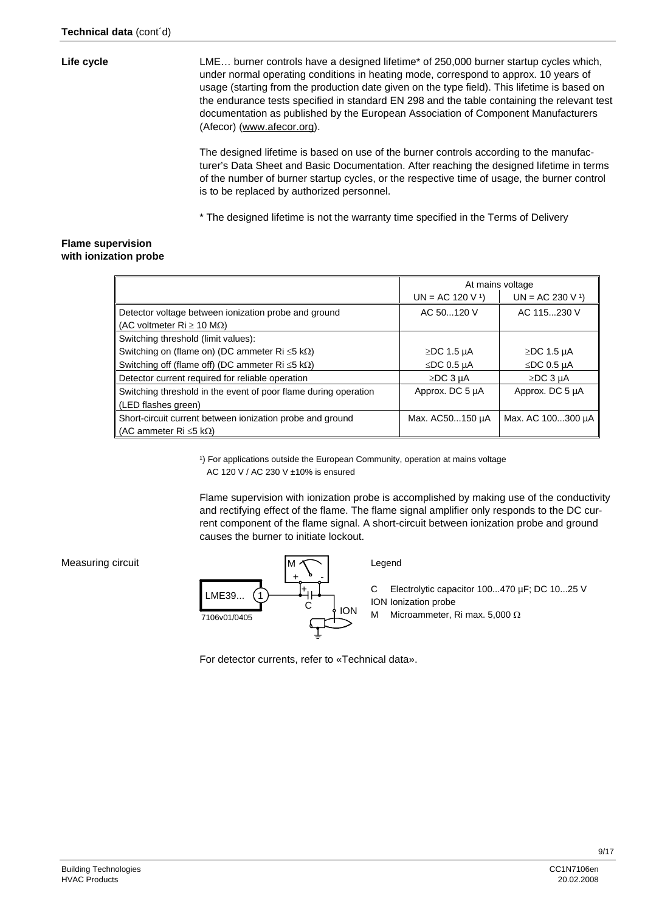**Technical data** (cont´d)

**Life cycle**

LME… burner controls have a designed lifetime* of 250,000 burner startup cycles which, under normal operating conditions in heating mode, correspond to approx. 10 years of usage (starting from the production date given on the type field). This lifetime is based on the endurance tests specified in standard EN 298 and the table containing the relevant test documentation as published by the European Association of Component Manufacturers (Afecor) (www.afecor.org).

The designed lifetime is based on use of the burner controls according to the manufacturer's Data Sheet and Basic Documentation. After reaching the designed lifetime in terms of the number of burner startup cycles, or the respective time of usage, the burner control is to be replaced by authorized personnel.

* The designed lifetime is not the warranty time specified in the Terms of Delivery

**Flame supervision with ionization probe**

| | At mains voltage | |
|---|---|---|
| | UN = AC 120 V [1]) | UN = AC 230 V [1]) |
| Detector voltage between ionization probe and ground (AC voltmeter Ri ≥ 10 MΩ) | AC 50...120 V | AC 115...230 V |
| Switching threshold (limit values):<br>Switching on (flame on) (DC ammeter Ri ≤5 kΩ)<br>Switching off (flame off) (DC ammeter Ri ≤5 kΩ) | <br>≥DC 1.5 µA<br>≤DC 0.5 µA | <br>≥DC 1.5 µA<br>≤DC 0.5 µA |
| Detector current required for reliable operation | ≥DC 3 µA | ≥DC 3 µA |
| Switching threshold in the event of poor flame during operation (LED flashes green) | Approx. DC 5 µA | Approx. DC 5 µA |
| Short-circuit current between ionization probe and ground (AC ammeter Ri ≤5 kΩ) | Max. AC50...150 µA | Max. AC 100...300 µA |

[1]) For applications outside the European Community, operation at mains voltage AC 120 V / AC 230 V ±10% is ensured

Flame supervision with ionization probe is accomplished by making use of the conductivity and rectifying effect of the flame. The flame signal amplifier only responds to the DC current component of the flame signal. A short-circuit between ionization probe and ground causes the burner to initiate lockout.

Measuring circuit

LME39... 1 M + - C ION

7106v01/0405

Legend

C Electrolytic capacitor 100...470 µF; DC 10...25 V
ION Ionization probe
M Microammeter, Ri max. 5,000 Ω

For detector currents, refer to «Technical data».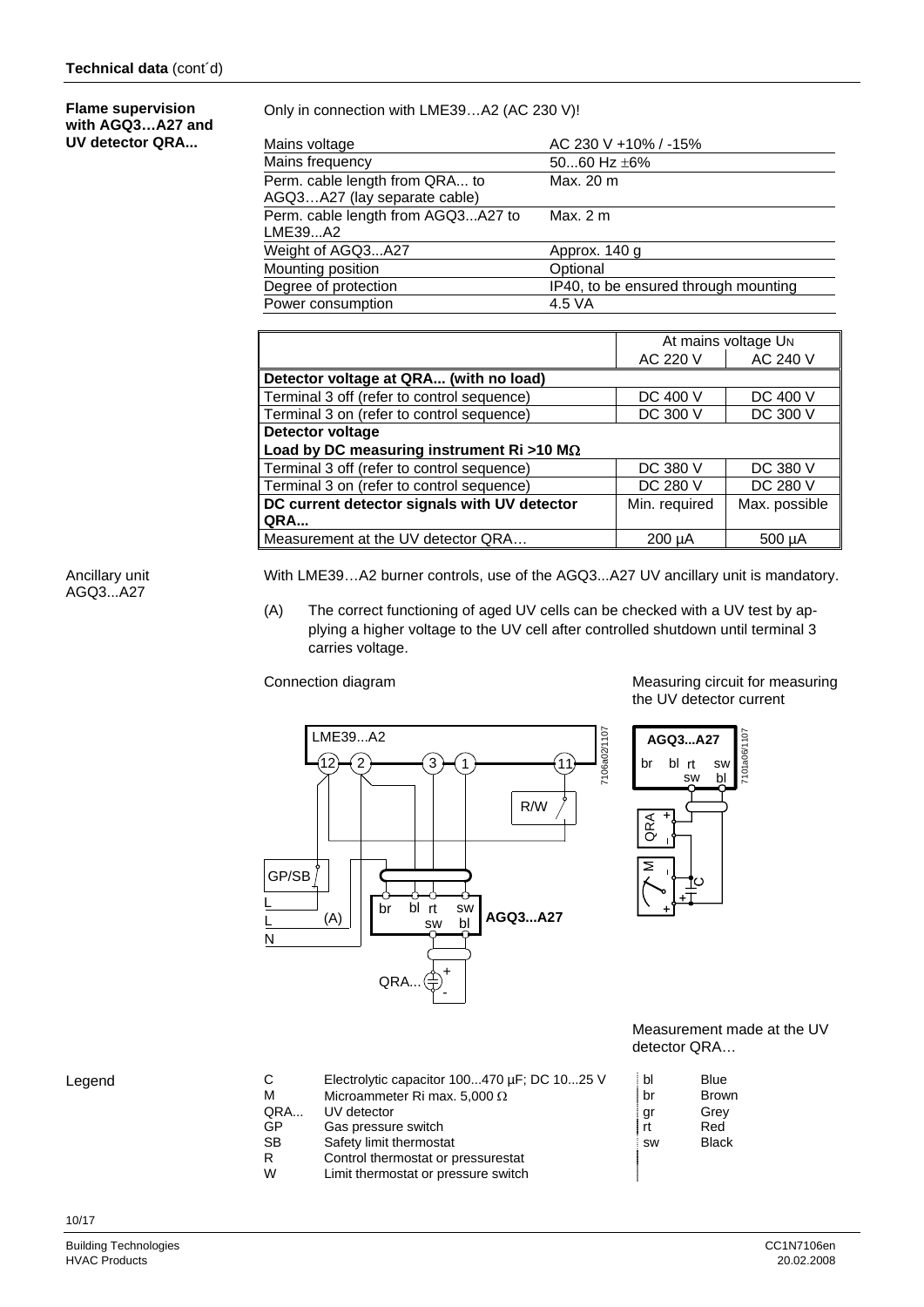**Technical data** (cont´d)

**Flame supervision with AGQ3…A27 and UV detector QRA...**

Only in connection with LME39…A2 (AC 230 V)!

| | |
|---|---|
| Mains voltage | AC 230 V +10% / -15% |
| Mains frequency | 50...60 Hz ±6% |
| Perm. cable length from QRA... to AGQ3…A27 (lay separate cable) | Max. 20 m |
| Perm. cable length from AGQ3...A27 to LME39...A2 | Max. 2 m |
| Weight of AGQ3...A27 | Approx. 140 g |
| Mounting position | Optional |
| Degree of protection | IP40, to be ensured through mounting |
| Power consumption | 4.5 VA |

| | At mains voltage $U_N$ | |
|---|---|---|
| | AC 220 V | AC 240 V |
| **Detector voltage at QRA... (with no load)** | | |
| Terminal 3 off (refer to control sequence) | DC 400 V | DC 400 V |
| Terminal 3 on (refer to control sequence) | DC 300 V | DC 300 V |
| **Detector voltage** **Load by DC measuring instrument Ri >10 MΩ** | | |
| Terminal 3 off (refer to control sequence) | DC 380 V | DC 380 V |
| Terminal 3 on (refer to control sequence) | DC 280 V | DC 280 V |
| **DC current detector signals with UV detector QRA...** | Min. required | Max. possible |
| Measurement at the UV detector QRA… | 200 µA | 500 µA |

Ancillary unit AGQ3...A27

With LME39…A2 burner controls, use of the AGQ3...A27 UV ancillary unit is mandatory.

(A) The correct functioning of aged UV cells can be checked with a UV test by applying a higher voltage to the UV cell after controlled shutdown until terminal 3 carries voltage.

Connection diagram

Measuring circuit for measuring the UV detector current

Measurement made at the UV detector QRA…

Legend

| | | | |
|---|---|---|---|
| C | Electrolytic capacitor 100...470 µF; DC 10...25 V | bl | Blue |
| M | Microammeter Ri max. 5,000 Ω | br | Brown |
| QRA... | UV detector | gr | Grey |
| GP | Gas pressure switch | rt | Red |
| SB | Safety limit thermostat | sw | Black |
| R | Control thermostat or pressurestat | | |
| W | Limit thermostat or pressure switch | | |

Building Technologies
HVAC Products

CC1N7106en
20.02.2008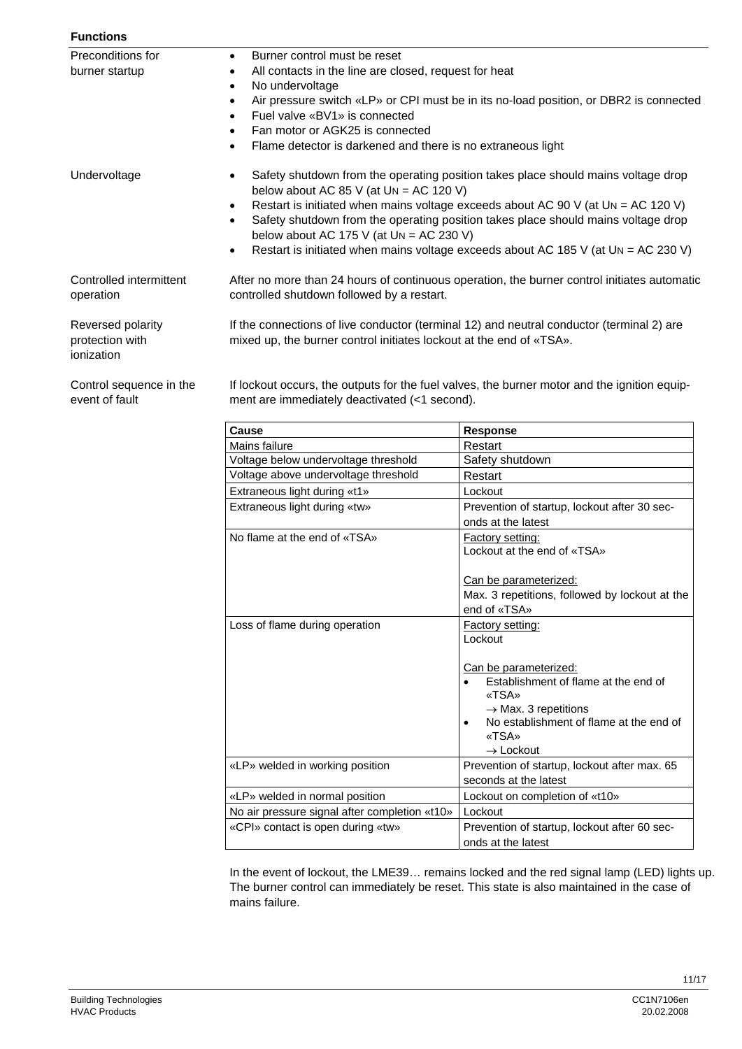## Functions

**Preconditions for burner startup**

- Burner control must be reset
- All contacts in the line are closed, request for heat
- No undervoltage
- Air pressure switch «LP» or CPI must be in its no-load position, or DBR2 is connected
- Fuel valve «BV1» is connected
- Fan motor or AGK25 is connected
- Flame detector is darkened and there is no extraneous light

**Undervoltage**

- Safety shutdown from the operating position takes place should mains voltage drop below about AC 85 V (at $U_N$ = AC 120 V)
- Restart is initiated when mains voltage exceeds about AC 90 V (at $U_N$ = AC 120 V)
- Safety shutdown from the operating position takes place should mains voltage drop below about AC 175 V (at $U_N$ = AC 230 V)
- Restart is initiated when mains voltage exceeds about AC 185 V (at $U_N$ = AC 230 V)

**Controlled intermittent operation**

After no more than 24 hours of continuous operation, the burner control initiates automatic controlled shutdown followed by a restart.

**Reversed polarity protection with ionization**

If the connections of live conductor (terminal 12) and neutral conductor (terminal 2) are mixed up, the burner control initiates lockout at the end of «TSA».

**Control sequence in the event of fault**

If lockout occurs, the outputs for the fuel valves, the burner motor and the ignition equipment are immediately deactivated (<1 second).

| Cause | Response |
|---|---|
| Mains failure | Restart |
| Voltage below undervoltage threshold | Safety shutdown |
| Voltage above undervoltage threshold | Restart |
| Extraneous light during «t1» | Lockout |
| Extraneous light during «tw» | Prevention of startup, lockout after 30 seconds at the latest |
| No flame at the end of «TSA» | Factory setting: Lockout at the end of «TSA»<br><br>Can be parameterized: Max. 3 repetitions, followed by lockout at the end of «TSA» |
| Loss of flame during operation | Factory setting: Lockout<br><br>Can be parameterized:<br>• Establishment of flame at the end of «TSA» → Max. 3 repetitions<br>• No establishment of flame at the end of «TSA» → Lockout |
| «LP» welded in working position | Prevention of startup, lockout after max. 65 seconds at the latest |
| «LP» welded in normal position | Lockout on completion of «t10» |
| No air pressure signal after completion «t10» | Lockout |
| «CPI» contact is open during «tw» | Prevention of startup, lockout after 60 seconds at the latest |

In the event of lockout, the LME39… remains locked and the red signal lamp (LED) lights up. The burner control can immediately be reset. This state is also maintained in the case of mains failure.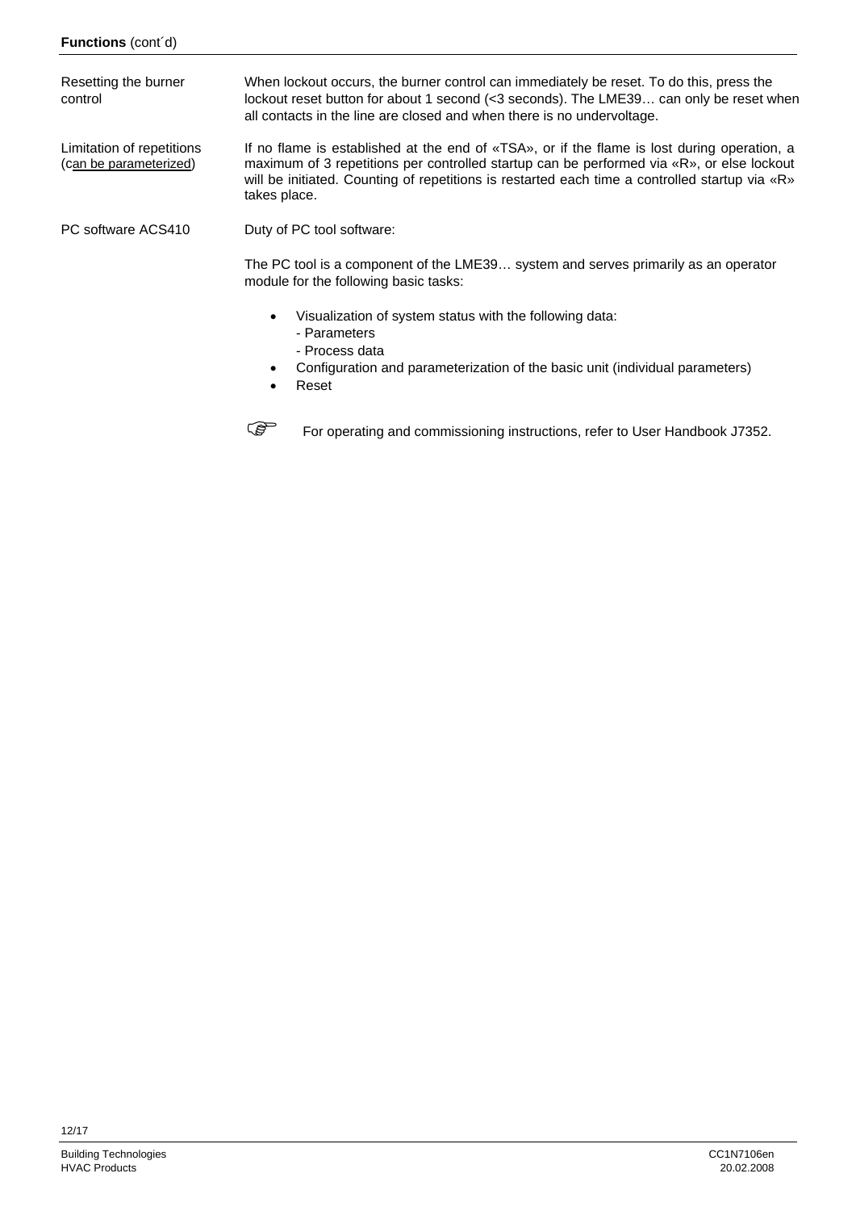**Functions** (cont´d)

Resetting the burner control

When lockout occurs, the burner control can immediately be reset. To do this, press the lockout reset button for about 1 second (<3 seconds). The LME39… can only be reset when all contacts in the line are closed and when there is no undervoltage.

Limitation of repetitions (can be parameterized)

If no flame is established at the end of «TSA», or if the flame is lost during operation, a maximum of 3 repetitions per controlled startup can be performed via «R», or else lockout will be initiated. Counting of repetitions is restarted each time a controlled startup via «R» takes place.

PC software ACS410

Duty of PC tool software:

The PC tool is a component of the LME39… system and serves primarily as an operator module for the following basic tasks:

- Visualization of system status with the following data:
  - Parameters
  - Process data
- Configuration and parameterization of the basic unit (individual parameters)
- Reset

☞ For operating and commissioning instructions, refer to User Handbook J7352.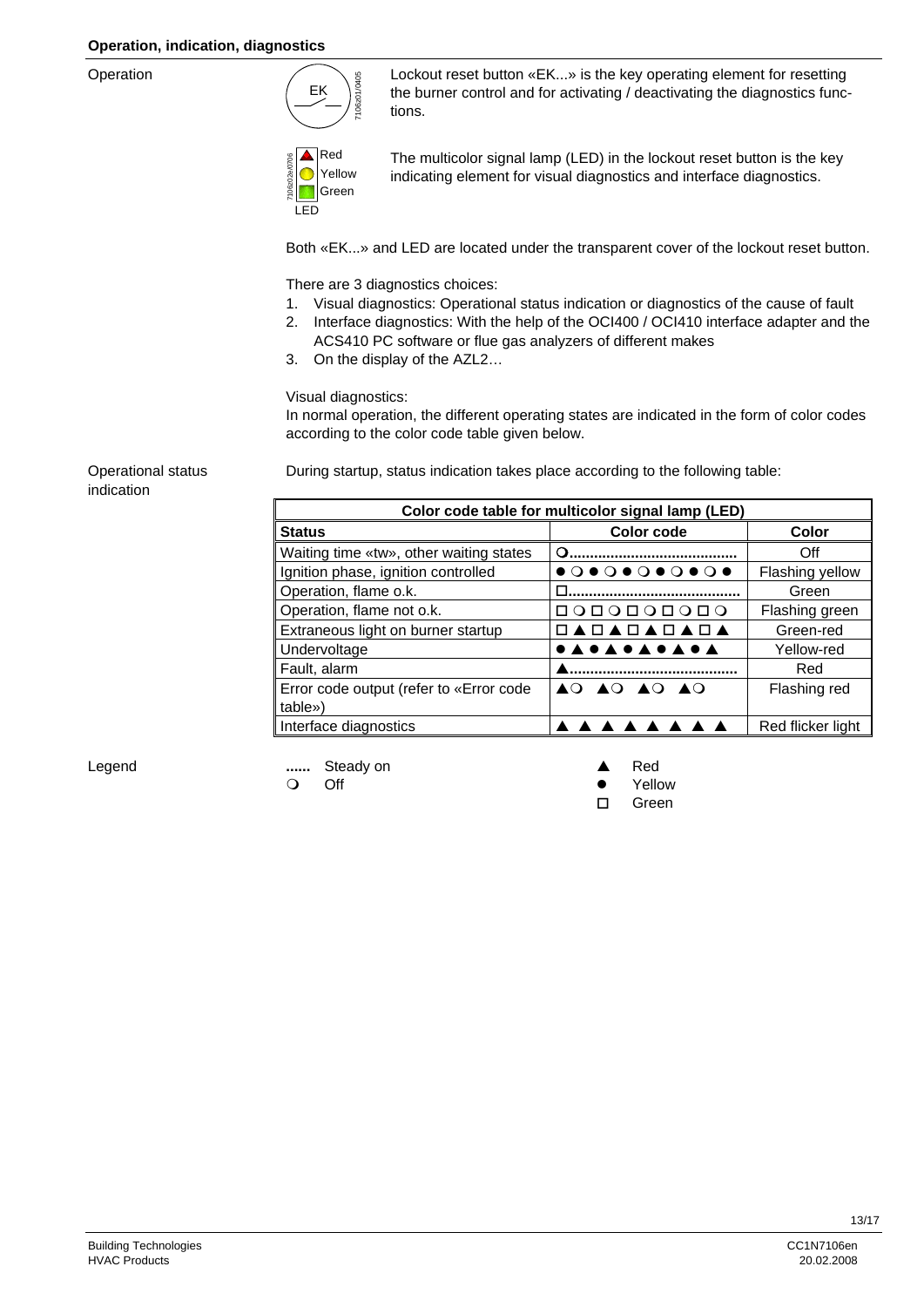## Operation, indication, diagnostics

**Operation**

EK

Lockout reset button «EK...» is the key operating element for resetting the burner control and for activating / deactivating the diagnostics functions.

Red
Yellow
Green
LED

The multicolor signal lamp (LED) in the lockout reset button is the key indicating element for visual diagnostics and interface diagnostics.

Both «EK...» and LED are located under the transparent cover of the lockout reset button.

There are 3 diagnostics choices:

1. Visual diagnostics: Operational status indication or diagnostics of the cause of fault
2. Interface diagnostics: With the help of the OCI400 / OCI410 interface adapter and the ACS410 PC software or flue gas analyzers of different makes
3. On the display of the AZL2…

Visual diagnostics:
In normal operation, the different operating states are indicated in the form of color codes according to the color code table given below.

**Operational status indication**

During startup, status indication takes place according to the following table:

| Color code table for multicolor signal lamp (LED) | | |
|---|---|---|
| **Status** | **Color code** | **Color** |
| Waiting time «tw», other waiting states | ❍........................................ | Off |
| Ignition phase, ignition controlled | ● ❍ ● ❍ ● ❍ ● ❍ ● ❍ ● | Flashing yellow |
| Operation, flame o.k. | □........................................ | Green |
| Operation, flame not o.k. | □ ❍ □ ❍ □ ❍ □ ❍ □ ❍ | Flashing green |
| Extraneous light on burner startup | □ ▲ □ ▲ □ ▲ □ ▲ □ ▲ | Green-red |
| Undervoltage | ● ▲ ● ▲ ● ▲ ● ▲ ● ▲ | Yellow-red |
| Fault, alarm | ▲........................................ | Red |
| Error code output (refer to «Error code table») | ▲❍ ▲❍ ▲❍ ▲❍ | Flashing red |
| Interface diagnostics | ▲ ▲ ▲ ▲ ▲ ▲ ▲ ▲ | Red flicker light |

**Legend**

...... Steady on
❍ Off
▲ Red
● Yellow
□ Green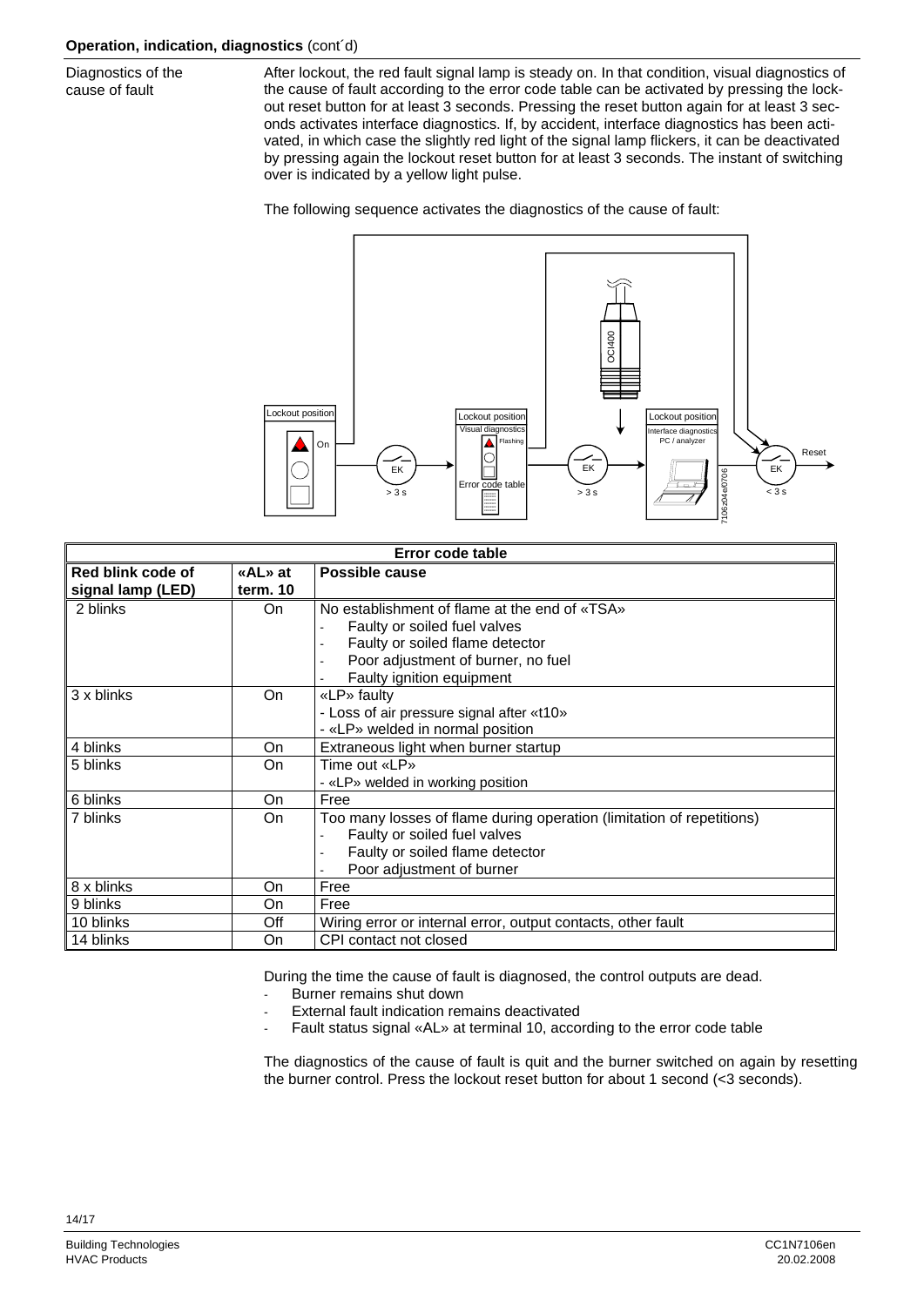**Operation, indication, diagnostics** (cont´d)

Diagnostics of the cause of fault

After lockout, the red fault signal lamp is steady on. In that condition, visual diagnostics of the cause of fault according to the error code table can be activated by pressing the lockout reset button for at least 3 seconds. Pressing the reset button again for at least 3 seconds activates interface diagnostics. If, by accident, interface diagnostics has been activated, in which case the slightly red light of the signal lamp flickers, it can be deactivated by pressing again the lockout reset button for at least 3 seconds. The instant of switching over is indicated by a yellow light pulse.

The following sequence activates the diagnostics of the cause of fault:

Lockout position — On → EK > 3 s → Lockout position / Visual diagnostics / Flashing / Error code table → EK > 3 s → OCI400 → Lockout position / Interface diagnostics / PC / analyzer → EK < 3 s → Reset

7106z04e/0706

| Error code table | | |
|---|---|---|
| **Red blink code of signal lamp (LED)** | **«AL» at term. 10** | **Possible cause** |
| 2 blinks | On | No establishment of flame at the end of «TSA»<br>- Faulty or soiled fuel valves<br>- Faulty or soiled flame detector<br>- Poor adjustment of burner, no fuel<br>- Faulty ignition equipment |
| 3 x blinks | On | «LP» faulty<br>- Loss of air pressure signal after «t10»<br>- «LP» welded in normal position |
| 4 blinks | On | Extraneous light when burner startup |
| 5 blinks | On | Time out «LP»<br>- «LP» welded in working position |
| 6 blinks | On | Free |
| 7 blinks | On | Too many losses of flame during operation (limitation of repetitions)<br>- Faulty or soiled fuel valves<br>- Faulty or soiled flame detector<br>- Poor adjustment of burner |
| 8 x blinks | On | Free |
| 9 blinks | On | Free |
| 10 blinks | Off | Wiring error or internal error, output contacts, other fault |
| 14 blinks | On | CPI contact not closed |

During the time the cause of fault is diagnosed, the control outputs are dead.
- Burner remains shut down
- External fault indication remains deactivated
- Fault status signal «AL» at terminal 10, according to the error code table

The diagnostics of the cause of fault is quit and the burner switched on again by resetting the burner control. Press the lockout reset button for about 1 second (<3 seconds).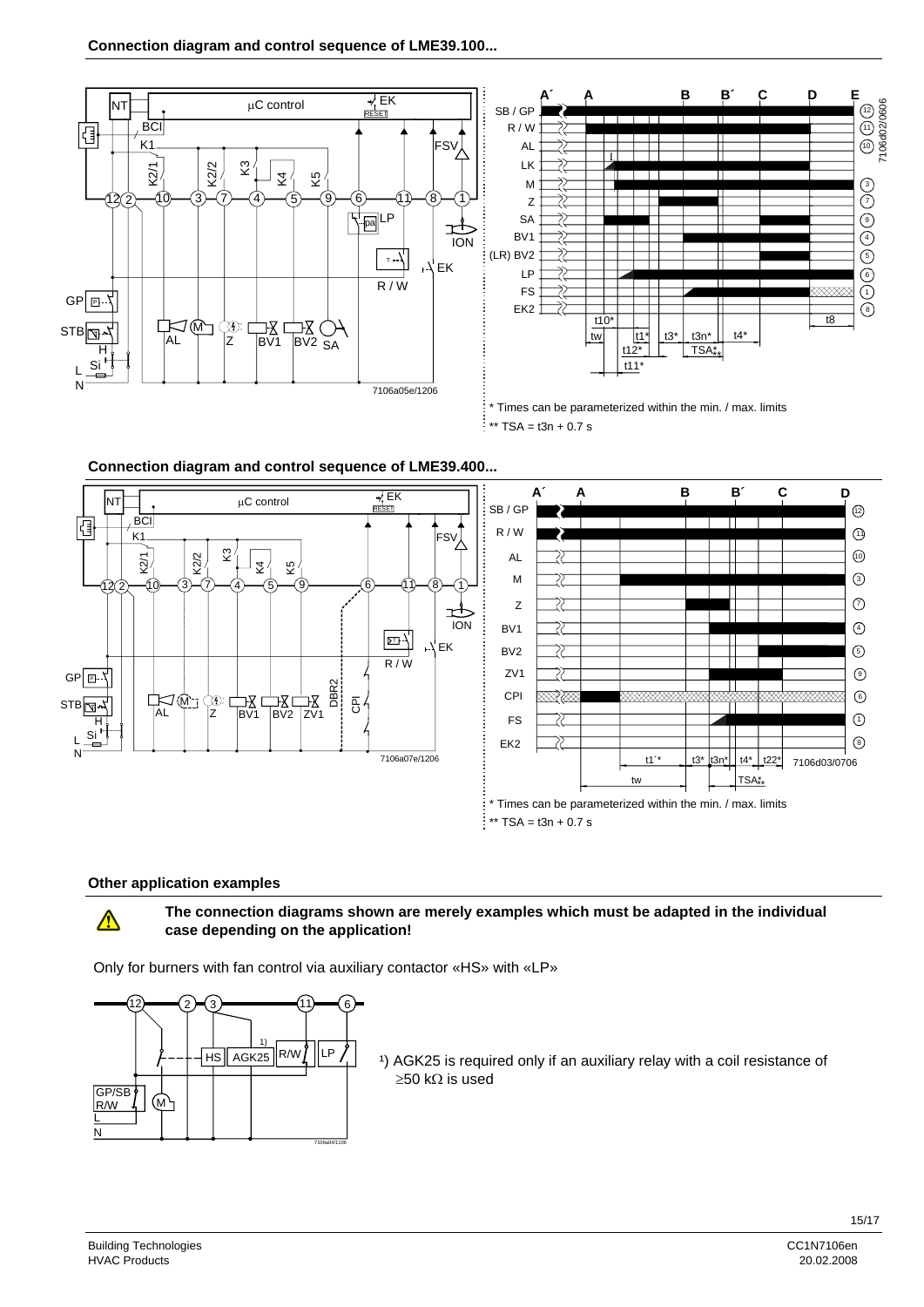### Connection diagram and control sequence of LME39.100...

\* Times can be parameterized within the min. / max. limits

\*\* TSA = t3n + 0.7 s

### Connection diagram and control sequence of LME39.400...

\* Times can be parameterized within the min. / max. limits

\*\* TSA = t3n + 0.7 s

### Other application examples

**The connection diagrams shown are merely examples which must be adapted in the individual case depending on the application!**

Only for burners with fan control via auxiliary contactor «HS» with «LP»

[1] AGK25 is required only if an auxiliary relay with a coil resistance of ≥50 kΩ is used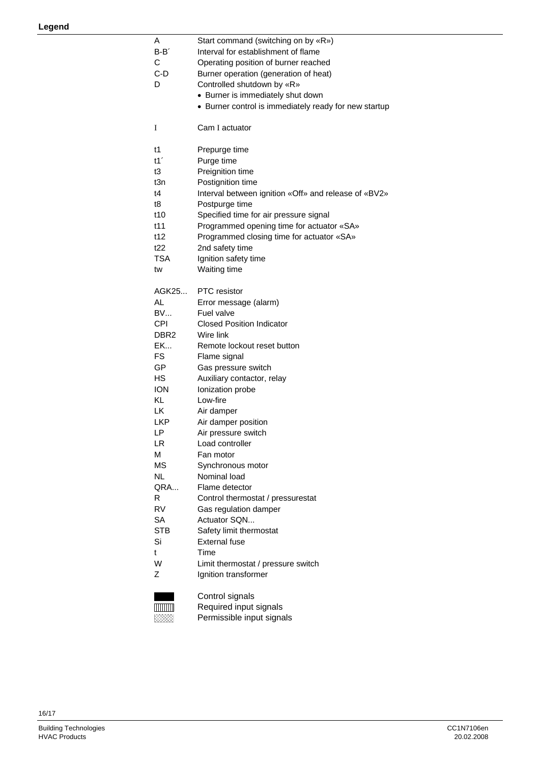## Legend

| | |
|---|---|
| A | Start command (switching on by «R») |
| B-B´ | Interval for establishment of flame |
| C | Operating position of burner reached |
| C-D | Burner operation (generation of heat) |
| D | Controlled shutdown by «R»<br>• Burner is immediately shut down<br>• Burner control is immediately ready for new startup |
| | |
| I | Cam I actuator |
| | |
| t1 | Prepurge time |
| t1´ | Purge time |
| t3 | Preignition time |
| t3n | Postignition time |
| t4 | Interval between ignition «Off» and release of «BV2» |
| t8 | Postpurge time |
| t10 | Specified time for air pressure signal |
| t11 | Programmed opening time for actuator «SA» |
| t12 | Programmed closing time for actuator «SA» |
| t22 | 2nd safety time |
| TSA | Ignition safety time |
| tw | Waiting time |
| | |
| AGK25... | PTC resistor |
| AL | Error message (alarm) |
| BV... | Fuel valve |
| CPI | Closed Position Indicator |
| DBR2 | Wire link |
| EK... | Remote lockout reset button |
| FS | Flame signal |
| GP | Gas pressure switch |
| HS | Auxiliary contactor, relay |
| ION | Ionization probe |
| KL | Low-fire |
| LK | Air damper |
| LKP | Air damper position |
| LP | Air pressure switch |
| LR | Load controller |
| M | Fan motor |
| MS | Synchronous motor |
| NL | Nominal load |
| QRA... | Flame detector |
| R | Control thermostat / pressurestat |
| RV | Gas regulation damper |
| SA | Actuator SQN... |
| STB | Safety limit thermostat |
| Si | External fuse |
| t | Time |
| W | Limit thermostat / pressure switch |
| Z | Ignition transformer |
| | |
| ■ (solid) | Control signals |
| ▥ (hatched) | Required input signals |
| ▩ (cross-hatched) | Permissible input signals |

Building Technologies
HVAC Products

CC1N7106en
20.02.2008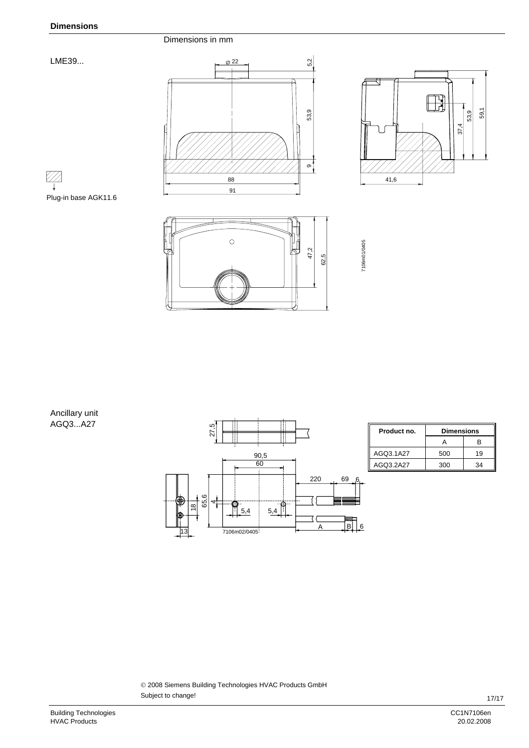**Dimensions**

Dimensions in mm

LME39...

Plug-in base AGK11.6

Ancillary unit AGQ3...A27

| Product no. | Dimensions | |
|---|---|---|
| | A | B |
| AGQ3.1A27 | 500 | 19 |
| AGQ3.2A27 | 300 | 34 |

© 2008 Siemens Building Technologies HVAC Products GmbH
Subject to change!